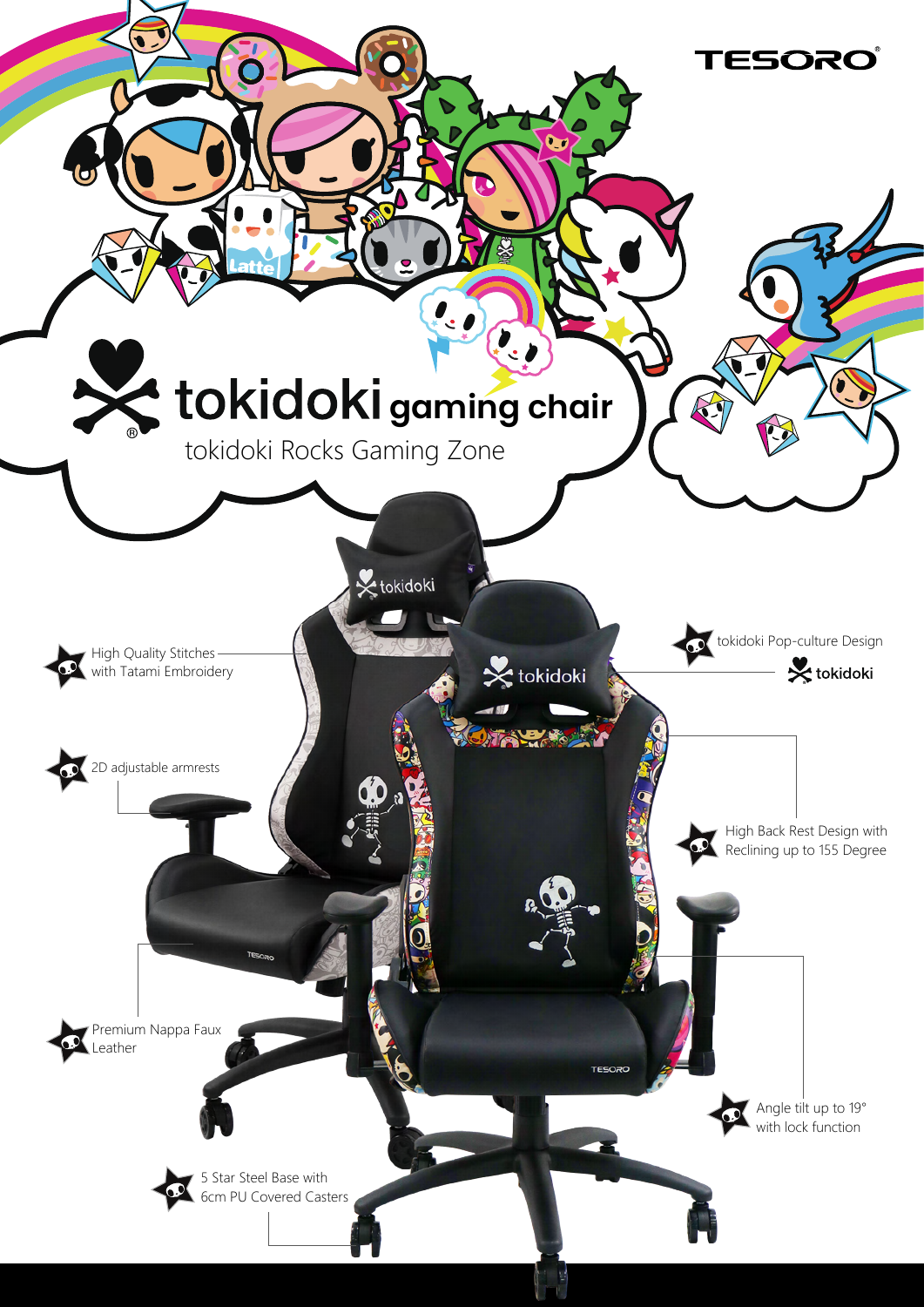TESORO

# tokidoki gaming chair

tokidoki Rocks Gaming Zone

- High Quality Stitches with Tatami Embroidery
- 2D adjustable armrests
- Premium Nappa Faux Leather
- 5 Star Steel Base with 6cm PU Covered Casters
- tokidoki Pop-culture Design
- High Back Rest Design with Reclining up to 155 Degree
- Angle tilt up to 19° with lock function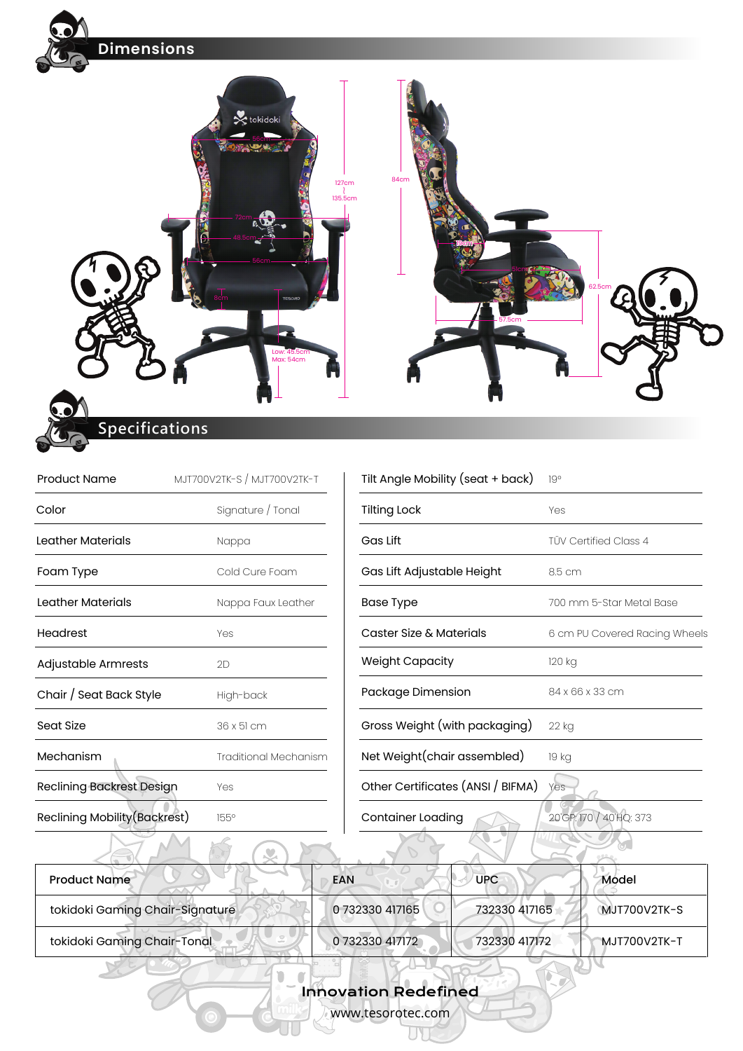## Dimensions

56cm
72cm
48.5cm
56cm
8cm
127cm
~
135.5cm
Low: 45.5cm
Max: 54cm
84cm
18cm
51cm
57.5cm
62.5cm

## Specifications

| | |
|---|---|
| Product Name | MJT700V2TK-S / MJT700V2TK-T |
| Color | Signature / Tonal |
| Leather Materials | Nappa |
| Foam Type | Cold Cure Foam |
| Leather Materials | Nappa Faux Leather |
| Headrest | Yes |
| Adjustable Armrests | 2D |
| Chair / Seat Back Style | High-back |
| Seat Size | 36 x 51 cm |
| Mechanism | Traditional Mechanism |
| Reclining Backrest Design | Yes |
| Reclining Mobility(Backrest) | 155° |

| | |
|---|---|
| Tilt Angle Mobility (seat + back) | 19° |
| Tilting Lock | Yes |
| Gas Lift | TÜV Certified Class 4 |
| Gas Lift Adjustable Height | 8.5 cm |
| Base Type | 700 mm 5-Star Metal Base |
| Caster Size & Materials | 6 cm PU Covered Racing Wheels |
| Weight Capacity | 120 kg |
| Package Dimension | 84 x 66 x 33 cm |
| Gross Weight (with packaging) | 22 kg |
| Net Weight(chair assembled) | 19 kg |
| Other Certificates (ANSI / BIFMA) | Yes |
| Container Loading | 20'GP: 170 / 40'HQ: 373 |

| Product Name | EAN | UPC | Model |
|---|---|---|---|
| tokidoki Gaming Chair-Signature | 0 732330 417165 | 732330 417165 | MJT700V2TK-S |
| tokidoki Gaming Chair-Tonal | 0 732330 417172 | 732330 417172 | MJT700V2TK-T |

**Innovation Redefined**

www.tesorotec.com